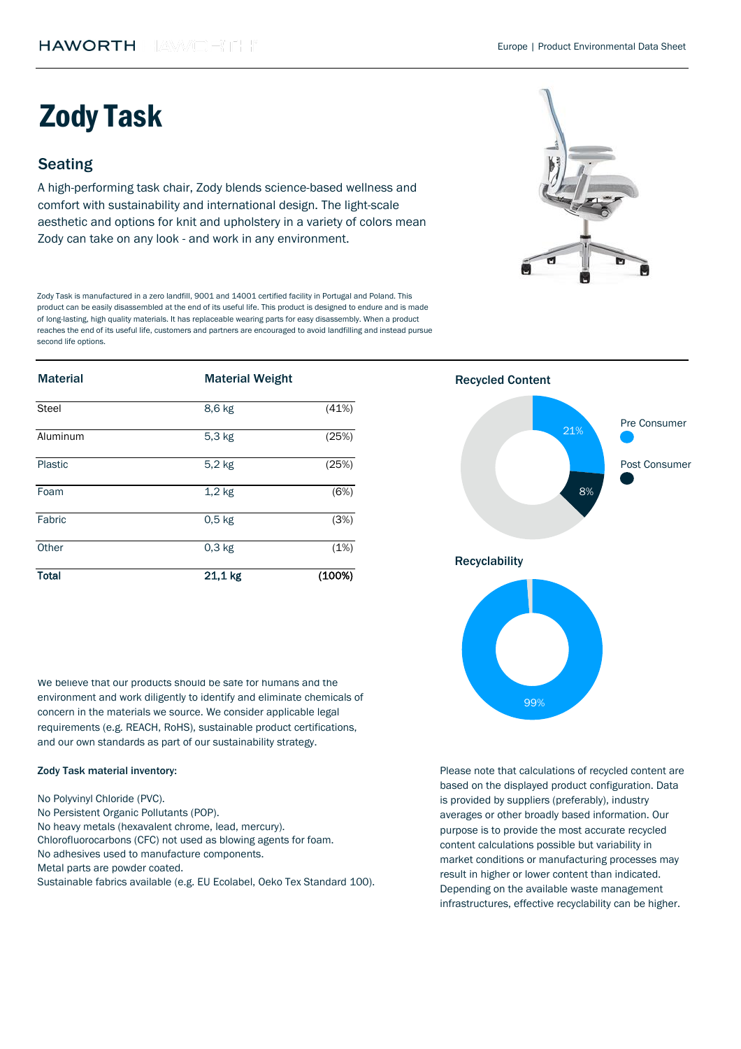# Zody Task

## Seating

A high-performing task chair, Zody blends science-based wellness and comfort with sustainability and international design. The light-scale aesthetic and options for knit and upholstery in a variety of colors mean Zody can take on any look - and work in any environment.

Zody Task is manufactured in a zero landfill, 9001 and 14001 certified facility in Portugal and Poland. This product can be easily disassembled at the end of its useful life. This product is designed to endure and is made of long-lasting, high quality materials. It has replaceable wearing parts for easy disassembly. When a product reaches the end of its useful life, customers and partners are encouraged to avoid landfilling and instead pursue second life options.

| Material | Material Weight | |
|---|---|---|
| Steel | 8,6 kg | (41%) |
| Aluminum | 5,3 kg | (25%) |
| Plastic | 5,2 kg | (25%) |
| Foam | 1,2 kg | (6%) |
| Fabric | 0,5 kg | (3%) |
| Other | 0,3 kg | (1%) |
| **Total** | **21,1 kg** | **(100%)** |

### Recycled Content

Pre Consumer: 21%

Post Consumer: 8%

### Recyclability

99%

We believe that our products should be safe for humans and the environment and work diligently to identify and eliminate chemicals of concern in the materials we source. We consider applicable legal requirements (e.g. REACH, RoHS), sustainable product certifications, and our own standards as part of our sustainability strategy.

**Zody Task material inventory:**

No Polyvinyl Chloride (PVC).
No Persistent Organic Pollutants (POP).
No heavy metals (hexavalent chrome, lead, mercury).
Chlorofluorocarbons (CFC) not used as blowing agents for foam.
No adhesives used to manufacture components.
Metal parts are powder coated.
Sustainable fabrics available (e.g. EU Ecolabel, Oeko Tex Standard 100).

Please note that calculations of recycled content are based on the displayed product configuration. Data is provided by suppliers (preferably), industry averages or other broadly based information. Our purpose is to provide the most accurate recycled content calculations possible but variability in market conditions or manufacturing processes may result in higher or lower content than indicated. Depending on the available waste management infrastructures, effective recyclability can be higher.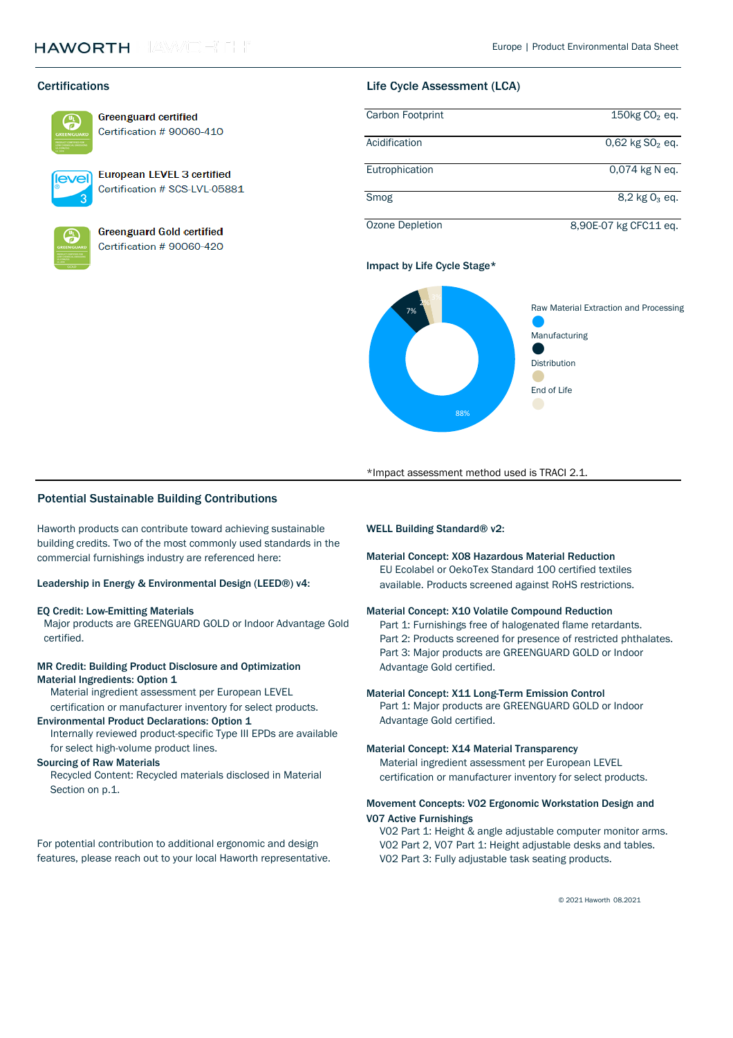## Certifications

**Greenguard certified**
Certification # 90060-410

**European LEVEL 3 certified**
Certification # SCS-LVL-05881

**Greenguard Gold certified**
Certification # 90060-420

## Life Cycle Assessment (LCA)

| | |
|---|---|
| Carbon Footprint | 150kg $CO_2$ eq. |
| Acidification | 0,62 kg $SO_2$ eq. |
| Eutrophication | 0,074 kg N eq. |
| Smog | 8,2 kg $O_3$ eq. |
| Ozone Depletion | 8,90E-07 kg CFC11 eq. |

### Impact by Life Cycle Stage*

88%
7%
2%
3%

Raw Material Extraction and Processing
Manufacturing
Distribution
End of Life

*Impact assessment method used is TRACI 2.1.

## Potential Sustainable Building Contributions

Haworth products can contribute toward achieving sustainable building credits. Two of the most commonly used standards in the commercial furnishings industry are referenced here:

**Leadership in Energy & Environmental Design (LEED®) v4:**

**EQ Credit: Low-Emitting Materials**
Major products are GREENGUARD GOLD or Indoor Advantage Gold certified.

**MR Credit: Building Product Disclosure and Optimization**
**Material Ingredients: Option 1**
Material ingredient assessment per European LEVEL certification or manufacturer inventory for select products.
**Environmental Product Declarations: Option 1**
Internally reviewed product-specific Type III EPDs are available for select high-volume product lines.
**Sourcing of Raw Materials**
Recycled Content: Recycled materials disclosed in Material Section on p.1.

For potential contribution to additional ergonomic and design features, please reach out to your local Haworth representative.

**WELL Building Standard® v2:**

**Material Concept: X08 Hazardous Material Reduction**
EU Ecolabel or OekoTex Standard 100 certified textiles available. Products screened against RoHS restrictions.

**Material Concept: X10 Volatile Compound Reduction**
Part 1: Furnishings free of halogenated flame retardants.
Part 2: Products screened for presence of restricted phthalates.
Part 3: Major products are GREENGUARD GOLD or Indoor Advantage Gold certified.

**Material Concept: X11 Long-Term Emission Control**
Part 1: Major products are GREENGUARD GOLD or Indoor Advantage Gold certified.

**Material Concept: X14 Material Transparency**
Material ingredient assessment per European LEVEL certification or manufacturer inventory for select products.

**Movement Concepts: V02 Ergonomic Workstation Design and V07 Active Furnishings**
V02 Part 1: Height & angle adjustable computer monitor arms.
V02 Part 2, V07 Part 1: Height adjustable desks and tables.
V02 Part 3: Fully adjustable task seating products.

© 2021 Haworth 08.2021